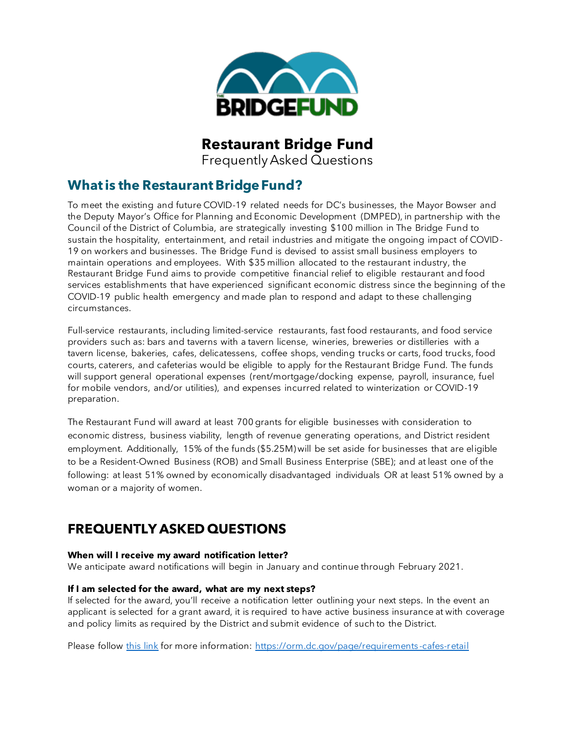# Restaurant Bridge Fund

Frequently Asked Questions

## What is the Restaurant Bridge Fund?

To meet the existing and future COVID-19 related needs for DC's businesses, the Mayor Bowser and the Deputy Mayor's Office for Planning and Economic Development (DMPED), in partnership with the Council of the District of Columbia, are strategically investing $100 million in The Bridge Fund to sustain the hospitality, entertainment, and retail industries and mitigate the ongoing impact of COVID-19 on workers and businesses. The Bridge Fund is devised to assist small business employers to maintain operations and employees. With $35 million allocated to the restaurant industry, the Restaurant Bridge Fund aims to provide competitive financial relief to eligible restaurant and food services establishments that have experienced significant economic distress since the beginning of the COVID-19 public health emergency and made plan to respond and adapt to these challenging circumstances.

Full-service restaurants, including limited-service restaurants, fast food restaurants, and food service providers such as: bars and taverns with a tavern license, wineries, breweries or distilleries with a tavern license, bakeries, cafes, delicatessens, coffee shops, vending trucks or carts, food trucks, food courts, caterers, and cafeterias would be eligible to apply for the Restaurant Bridge Fund. The funds will support general operational expenses (rent/mortgage/docking expense, payroll, insurance, fuel for mobile vendors, and/or utilities), and expenses incurred related to winterization or COVID-19 preparation.

The Restaurant Fund will award at least 700 grants for eligible businesses with consideration to economic distress, business viability, length of revenue generating operations, and District resident employment. Additionally, 15% of the funds ($5.25M) will be set aside for businesses that are eligible to be a Resident-Owned Business (ROB) and Small Business Enterprise (SBE); and at least one of the following: at least 51% owned by economically disadvantaged individuals OR at least 51% owned by a woman or a majority of women.

## FREQUENTLY ASKED QUESTIONS

**When will I receive my award notification letter?**
We anticipate award notifications will begin in January and continue through February 2021.

**If I am selected for the award, what are my next steps?**
If selected for the award, you'll receive a notification letter outlining your next steps. In the event an applicant is selected for a grant award, it is required to have active business insurance at with coverage and policy limits as required by the District and submit evidence of such to the District.

Please follow this link for more information: https://orm.dc.gov/page/requirements-cafes-retail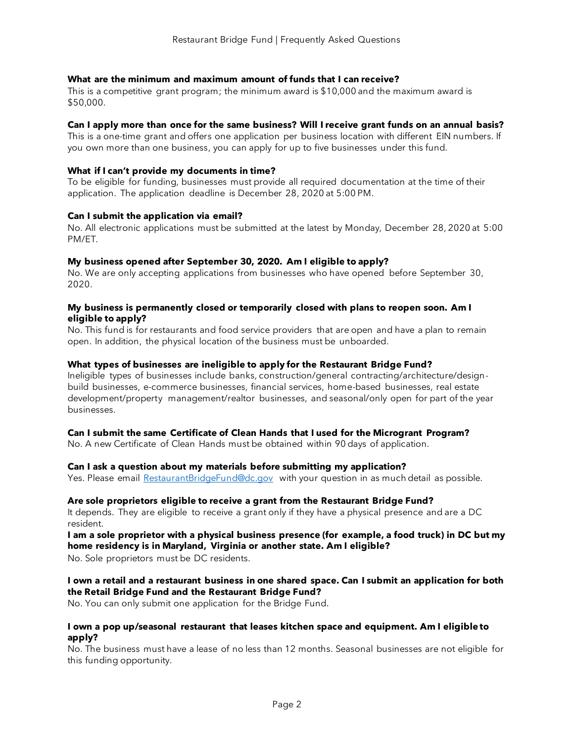**What are the minimum and maximum amount of funds that I can receive?**

This is a competitive grant program; the minimum award is $10,000 and the maximum award is $50,000.

**Can I apply more than once for the same business? Will I receive grant funds on an annual basis?**

This is a one-time grant and offers one application per business location with different EIN numbers. If you own more than one business, you can apply for up to five businesses under this fund.

**What if I can't provide my documents in time?**

To be eligible for funding, businesses must provide all required documentation at the time of their application. The application deadline is December 28, 2020 at 5:00 PM.

**Can I submit the application via email?**

No. All electronic applications must be submitted at the latest by Monday, December 28, 2020 at 5:00 PM/ET.

**My business opened after September 30, 2020. Am I eligible to apply?**

No. We are only accepting applications from businesses who have opened before September 30, 2020.

**My business is permanently closed or temporarily closed with plans to reopen soon. Am I eligible to apply?**

No. This fund is for restaurants and food service providers that are open and have a plan to remain open. In addition, the physical location of the business must be unboarded.

**What types of businesses are ineligible to apply for the Restaurant Bridge Fund?**

Ineligible types of businesses include banks, construction/general contracting/architecture/design-build businesses, e-commerce businesses, financial services, home-based businesses, real estate development/property management/realtor businesses, and seasonal/only open for part of the year businesses.

**Can I submit the same Certificate of Clean Hands that I used for the Microgrant Program?**

No. A new Certificate of Clean Hands must be obtained within 90 days of application.

**Can I ask a question about my materials before submitting my application?**

Yes. Please email [RestaurantBridgeFund@dc.gov](mailto:RestaurantBridgeFund@dc.gov) with your question in as much detail as possible.

**Are sole proprietors eligible to receive a grant from the Restaurant Bridge Fund?**

It depends. They are eligible to receive a grant only if they have a physical presence and are a DC resident.

**I am a sole proprietor with a physical business presence (for example, a food truck) in DC but my home residency is in Maryland, Virginia or another state. Am I eligible?**

No. Sole proprietors must be DC residents.

**I own a retail and a restaurant business in one shared space. Can I submit an application for both the Retail Bridge Fund and the Restaurant Bridge Fund?**

No. You can only submit one application for the Bridge Fund.

**I own a pop up/seasonal restaurant that leases kitchen space and equipment. Am I eligible to apply?**

No. The business must have a lease of no less than 12 months. Seasonal businesses are not eligible for this funding opportunity.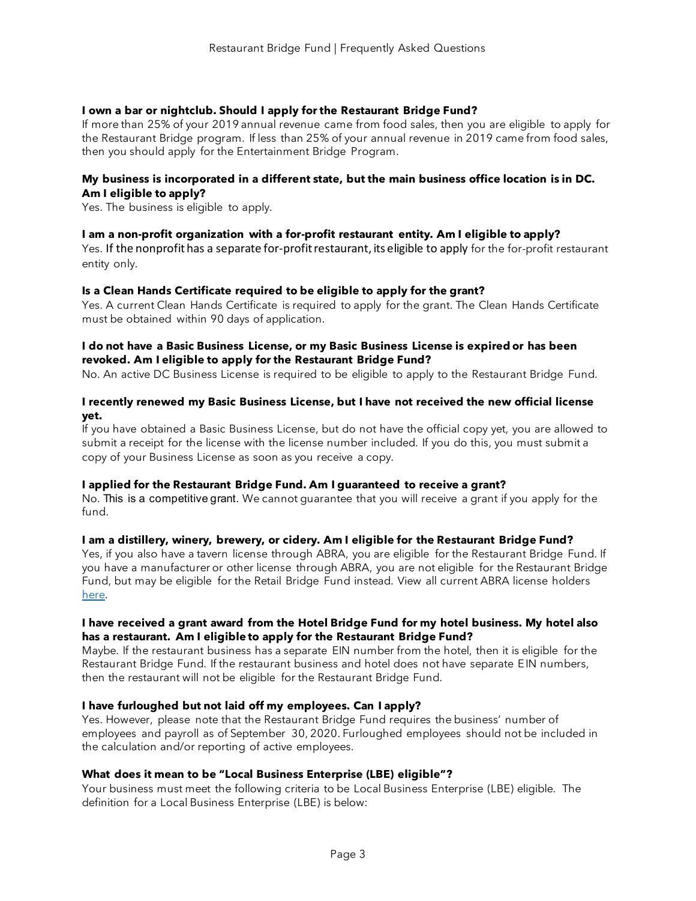**I own a bar or nightclub. Should I apply for the Restaurant Bridge Fund?**

If more than 25% of your 2019 annual revenue came from food sales, then you are eligible to apply for the Restaurant Bridge program. If less than 25% of your annual revenue in 2019 came from food sales, then you should apply for the Entertainment Bridge Program.

**My business is incorporated in a different state, but the main business office location is in DC. Am I eligible to apply?**

Yes. The business is eligible to apply.

**I am a non-profit organization with a for-profit restaurant entity. Am I eligible to apply?**

Yes. If the nonprofit has a separate for-profit restaurant, its eligible to apply for the for-profit restaurant entity only.

**Is a Clean Hands Certificate required to be eligible to apply for the grant?**

Yes. A current Clean Hands Certificate is required to apply for the grant. The Clean Hands Certificate must be obtained within 90 days of application.

**I do not have a Basic Business License, or my Basic Business License is expired or has been revoked. Am I eligible to apply for the Restaurant Bridge Fund?**

No. An active DC Business License is required to be eligible to apply to the Restaurant Bridge Fund.

**I recently renewed my Basic Business License, but I have not received the new official license yet.**

If you have obtained a Basic Business License, but do not have the official copy yet, you are allowed to submit a receipt for the license with the license number included. If you do this, you must submit a copy of your Business License as soon as you receive a copy.

**I applied for the Restaurant Bridge Fund. Am I guaranteed to receive a grant?**

No. This is a competitive grant. We cannot guarantee that you will receive a grant if you apply for the fund.

**I am a distillery, winery, brewery, or cidery. Am I eligible for the Restaurant Bridge Fund?**

Yes, if you also have a tavern license through ABRA, you are eligible for the Restaurant Bridge Fund. If you have a manufacturer or other license through ABRA, you are not eligible for the Restaurant Bridge Fund, but may be eligible for the Retail Bridge Fund instead. View all current ABRA license holders here.

**I have received a grant award from the Hotel Bridge Fund for my hotel business. My hotel also has a restaurant. Am I eligible to apply for the Restaurant Bridge Fund?**

Maybe. If the restaurant business has a separate EIN number from the hotel, then it is eligible for the Restaurant Bridge Fund. If the restaurant business and hotel does not have separate EIN numbers, then the restaurant will not be eligible for the Restaurant Bridge Fund.

**I have furloughed but not laid off my employees. Can I apply?**

Yes. However, please note that the Restaurant Bridge Fund requires the business' number of employees and payroll as of September 30, 2020. Furloughed employees should not be included in the calculation and/or reporting of active employees.

**What does it mean to be "Local Business Enterprise (LBE) eligible"?**

Your business must meet the following criteria to be Local Business Enterprise (LBE) eligible. The definition for a Local Business Enterprise (LBE) is below: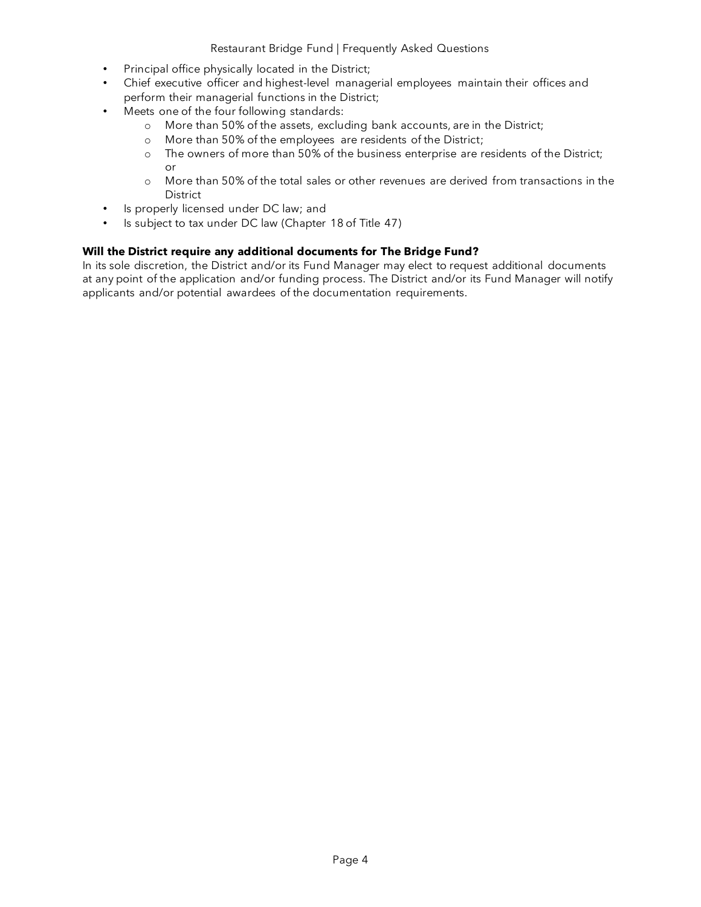- Principal office physically located in the District;
- Chief executive officer and highest-level managerial employees maintain their offices and perform their managerial functions in the District;
- Meets one of the four following standards:
    - More than 50% of the assets, excluding bank accounts, are in the District;
    - More than 50% of the employees are residents of the District;
    - The owners of more than 50% of the business enterprise are residents of the District; or
    - More than 50% of the total sales or other revenues are derived from transactions in the District
- Is properly licensed under DC law; and
- Is subject to tax under DC law (Chapter 18 of Title 47)

**Will the District require any additional documents for The Bridge Fund?**

In its sole discretion, the District and/or its Fund Manager may elect to request additional documents at any point of the application and/or funding process. The District and/or its Fund Manager will notify applicants and/or potential awardees of the documentation requirements.